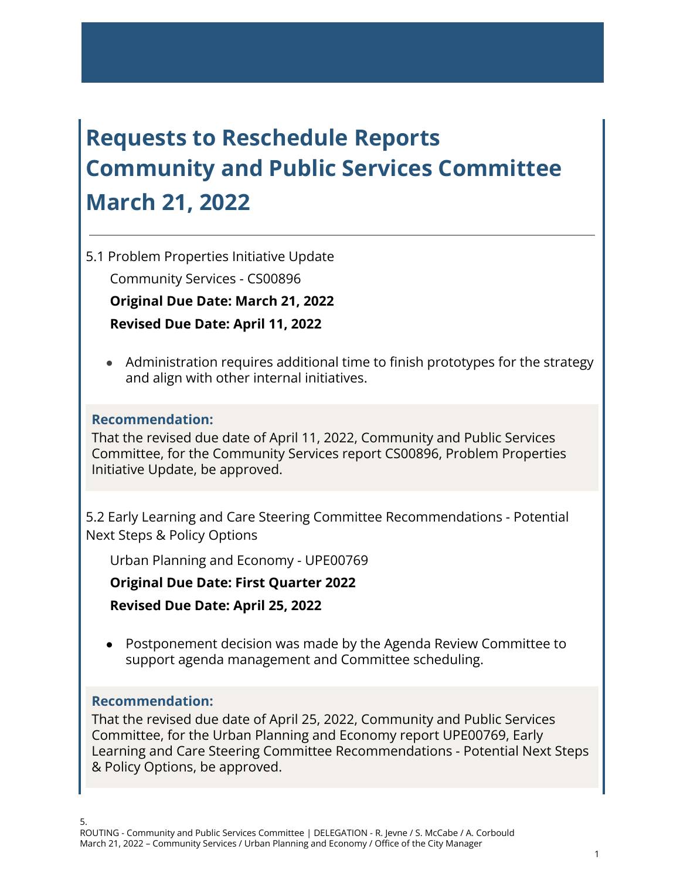# Requests to Reschedule Reports
# Community and Public Services Committee
# March 21, 2022

---

5.1 Problem Properties Initiative Update

Community Services - CS00896

**Original Due Date: March 21, 2022**

**Revised Due Date: April 11, 2022**

- Administration requires additional time to finish prototypes for the strategy and align with other internal initiatives.

**Recommendation:**
That the revised due date of April 11, 2022, Community and Public Services Committee, for the Community Services report CS00896, Problem Properties Initiative Update, be approved.

5.2 Early Learning and Care Steering Committee Recommendations - Potential Next Steps & Policy Options

Urban Planning and Economy - UPE00769

**Original Due Date: First Quarter 2022**

**Revised Due Date: April 25, 2022**

- Postponement decision was made by the Agenda Review Committee to support agenda management and Committee scheduling.

**Recommendation:**
That the revised due date of April 25, 2022, Community and Public Services Committee, for the Urban Planning and Economy report UPE00769, Early Learning and Care Steering Committee Recommendations - Potential Next Steps & Policy Options, be approved.

5.
ROUTING - Community and Public Services Committee | DELEGATION - R. Jevne / S. McCabe / A. Corbould
March 21, 2022 – Community Services / Urban Planning and Economy / Office of the City Manager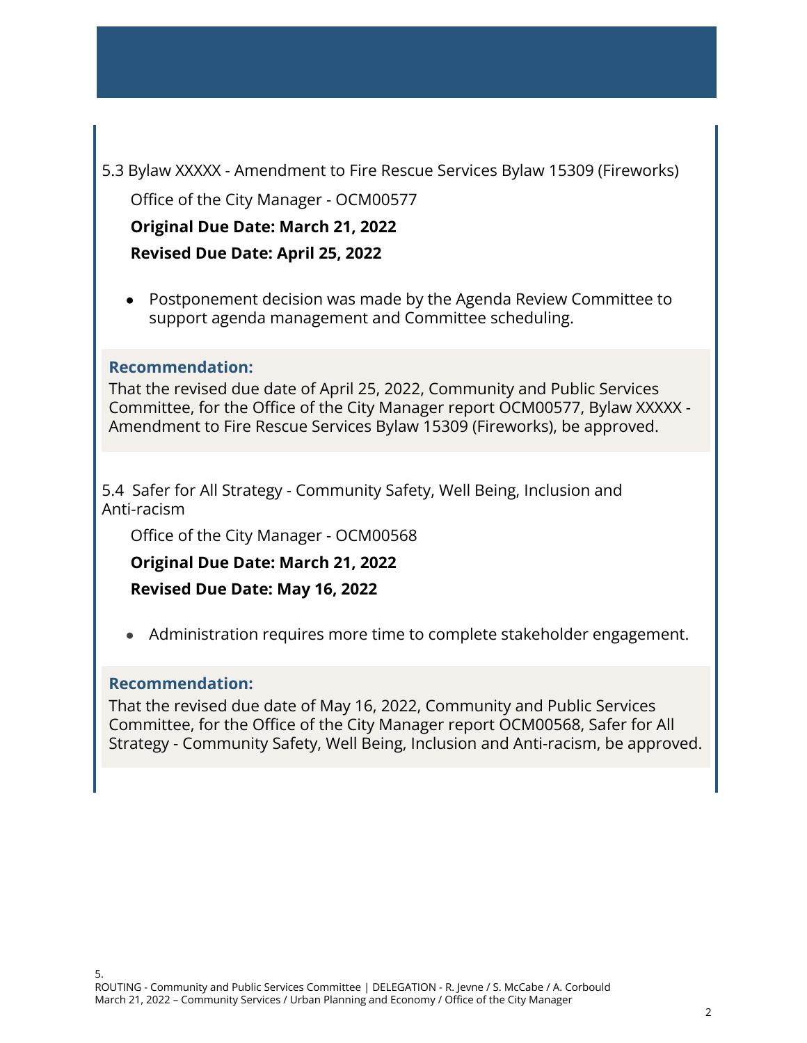5.3 Bylaw XXXXX - Amendment to Fire Rescue Services Bylaw 15309 (Fireworks)

Office of the City Manager - OCM00577

**Original Due Date: March 21, 2022**

**Revised Due Date: April 25, 2022**

- Postponement decision was made by the Agenda Review Committee to support agenda management and Committee scheduling.

**Recommendation:**

That the revised due date of April 25, 2022, Community and Public Services Committee, for the Office of the City Manager report OCM00577, Bylaw XXXXX - Amendment to Fire Rescue Services Bylaw 15309 (Fireworks), be approved.

5.4 Safer for All Strategy - Community Safety, Well Being, Inclusion and Anti-racism

Office of the City Manager - OCM00568

**Original Due Date: March 21, 2022**

**Revised Due Date: May 16, 2022**

- Administration requires more time to complete stakeholder engagement.

**Recommendation:**

That the revised due date of May 16, 2022, Community and Public Services Committee, for the Office of the City Manager report OCM00568, Safer for All Strategy - Community Safety, Well Being, Inclusion and Anti-racism, be approved.